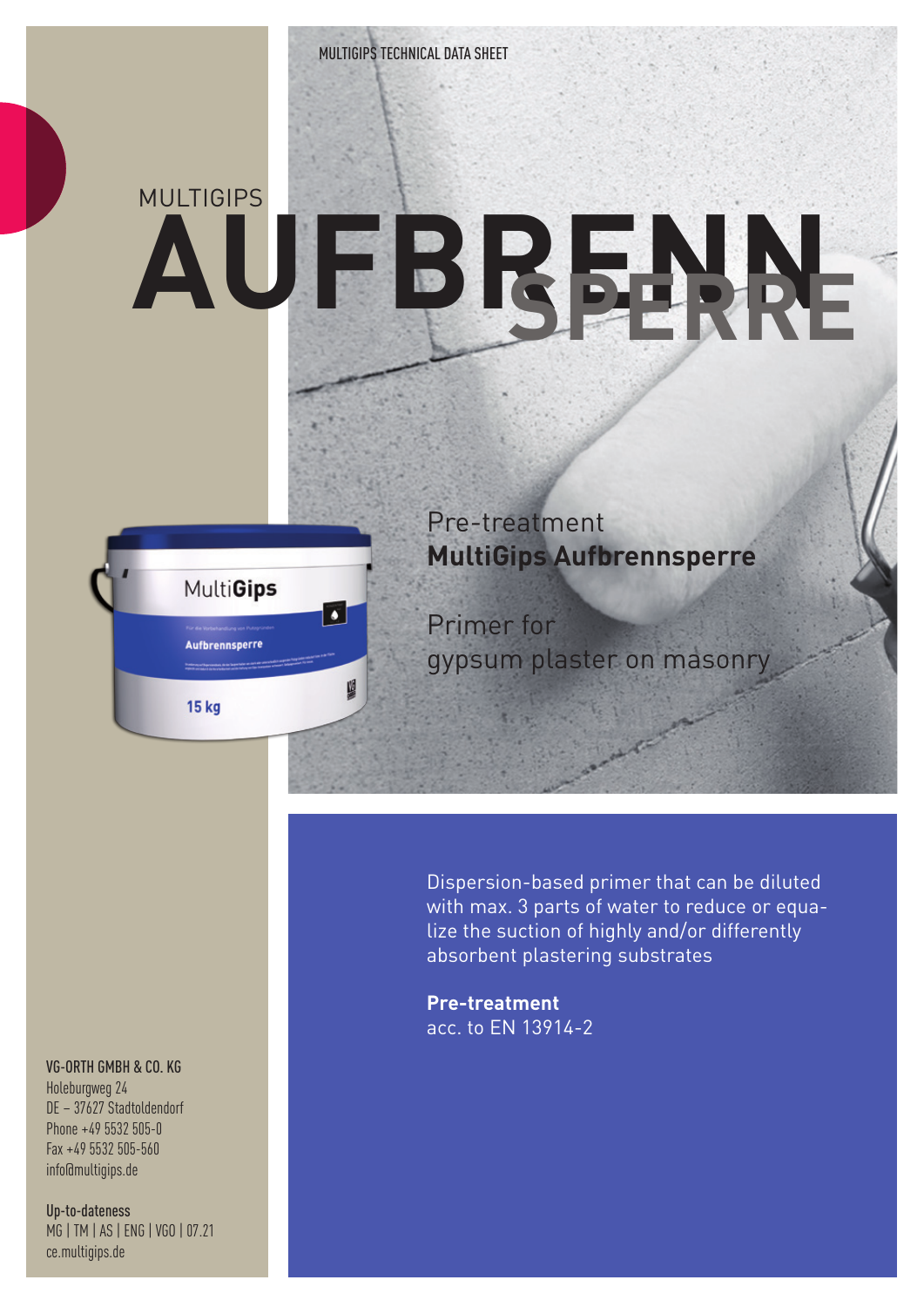MULTIGIPS TECHNICAL DATA SHEET

# MULTIGIPS AUFBRENNSPERRE

Pre-treatment
**MultiGips Aufbrennsperre**

Primer for
gypsum plaster on masonry

Dispersion-based primer that can be diluted with max. 3 parts of water to reduce or equalize the suction of highly and/or differently absorbent plastering substrates

**Pre-treatment**
acc. to EN 13914-2

**VG-ORTH GMBH & CO. KG**
Holeburgweg 24
DE – 37627 Stadtoldendorf
Phone +49 5532 505-0
Fax +49 5532 505-560
info@multigips.de

**Up-to-dateness**
MG | TM | AS | ENG | VGO | 07.21
ce.multigips.de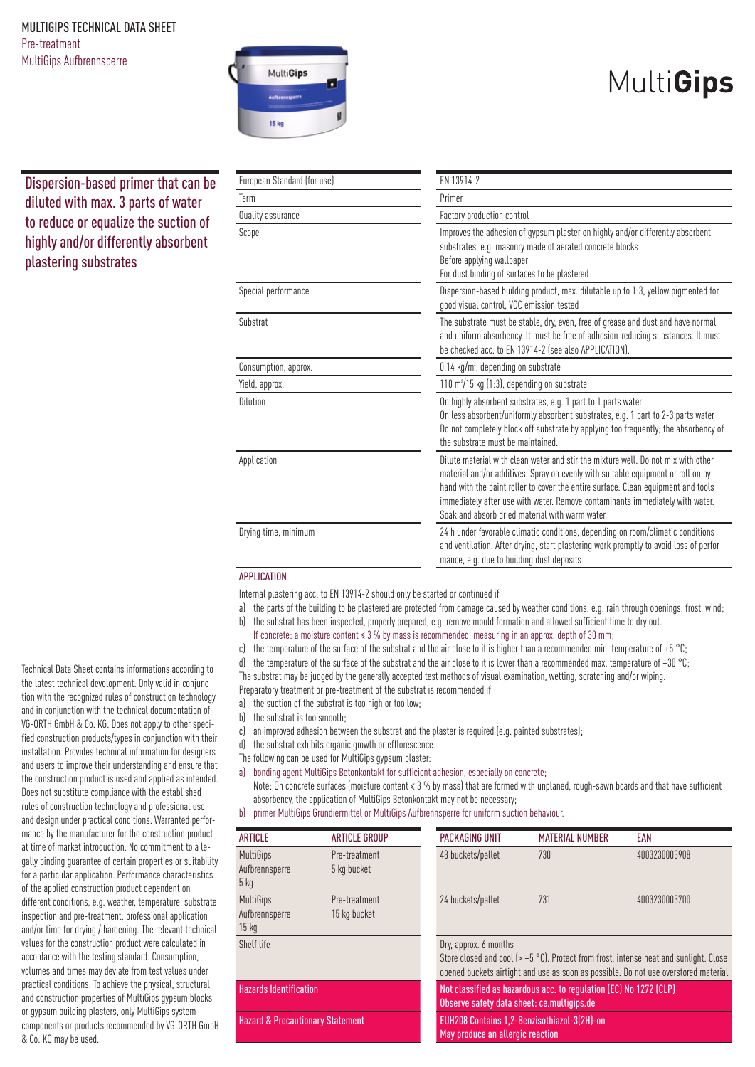MULTIGIPS TECHNICAL DATA SHEET
Pre-treatment
MultiGips Aufbrennsperre

MultiGips

## Dispersion-based primer that can be diluted with max. 3 parts of water to reduce or equalize the suction of highly and/or differently absorbent plastering substrates

| | |
|---|---|
| European Standard (for use) | EN 13914-2 |
| Term | Primer |
| Quality assurance | Factory production control |
| Scope | Improves the adhesion of gypsum plaster on highly and/or differently absorbent substrates, e.g. masonry made of aerated concrete blocks<br>Before applying wallpaper<br>For dust binding of surfaces to be plastered |
| Special performance | Dispersion-based building product, max. dilutable up to 1:3, yellow pigmented for good visual control, VOC emission tested |
| Substrat | The substrate must be stable, dry, even, free of grease and dust and have normal and uniform absorbency. It must be free of adhesion-reducing substances. It must be checked acc. to EN 13914-2 (see also APPLICATION). |
| Consumption, approx. | 0.14 kg/m², depending on substrate |
| Yield, approx. | 110 m²/15 kg (1:3), depending on substrate |
| Dilution | On highly absorbent substrates, e.g. 1 part to 1 parts water<br>On less absorbent/uniformly absorbent substrates, e.g. 1 part to 2-3 parts water<br>Do not completely block off substrate by applying too frequently; the absorbency of the substrate must be maintained. |
| Application | Dilute material with clean water and stir the mixture well. Do not mix with other material and/or additives. Spray on evenly with suitable equipment or roll on by hand with the paint roller to cover the entire surface. Clean equipment and tools immediately after use with water. Remove contaminants immediately with water. Soak and absorb dried material with warm water. |
| Drying time, minimum | 24 h under favorable climatic conditions, depending on room/climatic conditions and ventilation. After drying, start plastering work promptly to avoid loss of performance, e.g. due to building dust deposits |

### APPLICATION

Internal plastering acc. to EN 13914-2 should only be started or continued if

a) the parts of the building to be plastered are protected from damage caused by weather conditions, e.g. rain through openings, frost, wind;
b) the substrate has been inspected, properly prepared, e.g. remove mould formation and allowed sufficient time to dry out.
   If concrete: a moisture content ≤ 3 % by mass is recommended, measuring in an approx. depth of 30 mm;
c) the temperature of the surface of the substrat and the air close to it is higher than a recommended min. temperature of +5 °C;
d) the temperature of the surface of the substrat and the air close to it is lower than a recommended max. temperature of +30 °C;

The substrat may be judged by the generally accepted test methods of visual examination, wetting, scratching and/or wiping.
Preparatory treatment or pre-treatment of the substrat is recommended if

a) the suction of the substrate is too high or too low;
b) the substrat is too smooth;
c) an improved adhesion between the substrat and the plaster is required (e.g. painted substrates);
d) the substrat exhibits organic growth or efflorescence.

The following can be used for MultiGips gypsum plaster:

a) bonding agent MultiGips Betonkontakt for sufficient adhesion, especially on concrete;
   Note: On concrete surfaces (moisture content ≤ 3 % by mass) that are formed with unplaned, rough-sawn boards and that have sufficient absorbency, the application of MultiGips Betonkontakt may not be necessary;
b) primer MultiGips Grundiermittel or MultiGips Aufbrennsperre for uniform suction behaviour.

| ARTICLE | ARTICLE GROUP | PACKAGING UNIT | MATERIAL NUMBER | EAN |
|---|---|---|---|---|
| MultiGips Aufbrennsperre 5 kg | Pre-treatment 5 kg bucket | 48 buckets/pallet | 730 | 4003230003908 |
| MultiGips Aufbrennsperre 15 kg | Pre-treatment 15 kg bucket | 24 buckets/pallet | 731 | 4003230003700 |
| Shelf life | | Dry, approx. 6 months<br>Store closed and cool (> +5 °C). Protect from frost, intense heat and sunlight. Close opened buckets airtight and use as soon as possible. Do not use overstored material | | |
| Hazards Identification | | Not classified as hazardous acc. to regulation (EC) No 1272 (CLP)<br>Observe safety data sheet: ce.multigips.de | | |
| Hazard & Precautionary Statement | | EUH208 Contains 1,2-Benzisothiazol-3(2H)-on<br>May produce an allergic reaction | | |

Technical Data Sheet contains informations according to the latest technical development. Only valid in conjunction with the recognized rules of construction technology and in conjunction with the technical documentation of VG-ORTH GmbH & Co. KG. Does not apply to other specified construction products/types in conjunction with their installation. Provides technical information for designers and users to improve their understanding and ensure that the construction product is used and applied as intended. Does not substitute compliance with the established rules of construction technology and professional use and design under practical conditions. Warranted performance by the manufacturer for the construction product at time of market introduction. No commitment to a legally binding guarantee of certain properties or suitability for a particular application. Performance characteristics of the applied construction product dependent on different conditions, e.g. weather, temperature, substrate inspection and pre-treatment, professional application and/or time for drying / hardening. The relevant technical values for the construction product were calculated in accordance with the testing standard. Consumption, volumes and times may deviate from test values under practical conditions. To achieve the physical, structural and construction properties of MultiGips gypsum blocks or gypsum building plasters, only MultiGips system components or products recommended by VG-ORTH GmbH & Co. KG may be used.